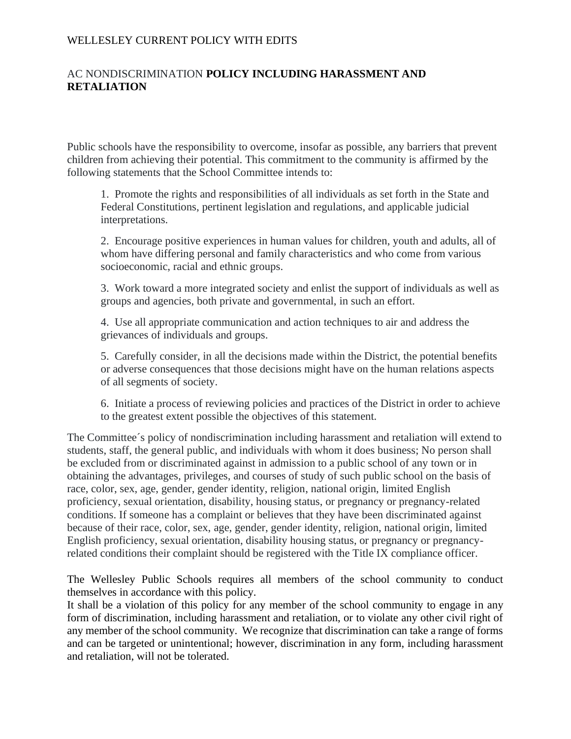WELLESLEY CURRENT POLICY WITH EDITS

# AC NONDISCRIMINATION **POLICY INCLUDING HARASSMENT AND RETALIATION**

Public schools have the responsibility to overcome, insofar as possible, any barriers that prevent children from achieving their potential. This commitment to the community is affirmed by the following statements that the School Committee intends to:

1. Promote the rights and responsibilities of all individuals as set forth in the State and Federal Constitutions, pertinent legislation and regulations, and applicable judicial interpretations.

2. Encourage positive experiences in human values for children, youth and adults, all of whom have differing personal and family characteristics and who come from various socioeconomic, racial and ethnic groups.

3. Work toward a more integrated society and enlist the support of individuals as well as groups and agencies, both private and governmental, in such an effort.

4. Use all appropriate communication and action techniques to air and address the grievances of individuals and groups.

5. Carefully consider, in all the decisions made within the District, the potential benefits or adverse consequences that those decisions might have on the human relations aspects of all segments of society.

6. Initiate a process of reviewing policies and practices of the District in order to achieve to the greatest extent possible the objectives of this statement.

The Committee´s policy of nondiscrimination including harassment and retaliation will extend to students, staff, the general public, and individuals with whom it does business; No person shall be excluded from or discriminated against in admission to a public school of any town or in obtaining the advantages, privileges, and courses of study of such public school on the basis of race, color, sex, age, gender, gender identity, religion, national origin, limited English proficiency, sexual orientation, disability, housing status, or pregnancy or pregnancy-related conditions. If someone has a complaint or believes that they have been discriminated against because of their race, color, sex, age, gender, gender identity, religion, national origin, limited English proficiency, sexual orientation, disability housing status, or pregnancy or pregnancy-related conditions their complaint should be registered with the Title IX compliance officer.

The Wellesley Public Schools requires all members of the school community to conduct themselves in accordance with this policy.
It shall be a violation of this policy for any member of the school community to engage in any form of discrimination, including harassment and retaliation, or to violate any other civil right of any member of the school community. We recognize that discrimination can take a range of forms and can be targeted or unintentional; however, discrimination in any form, including harassment and retaliation, will not be tolerated.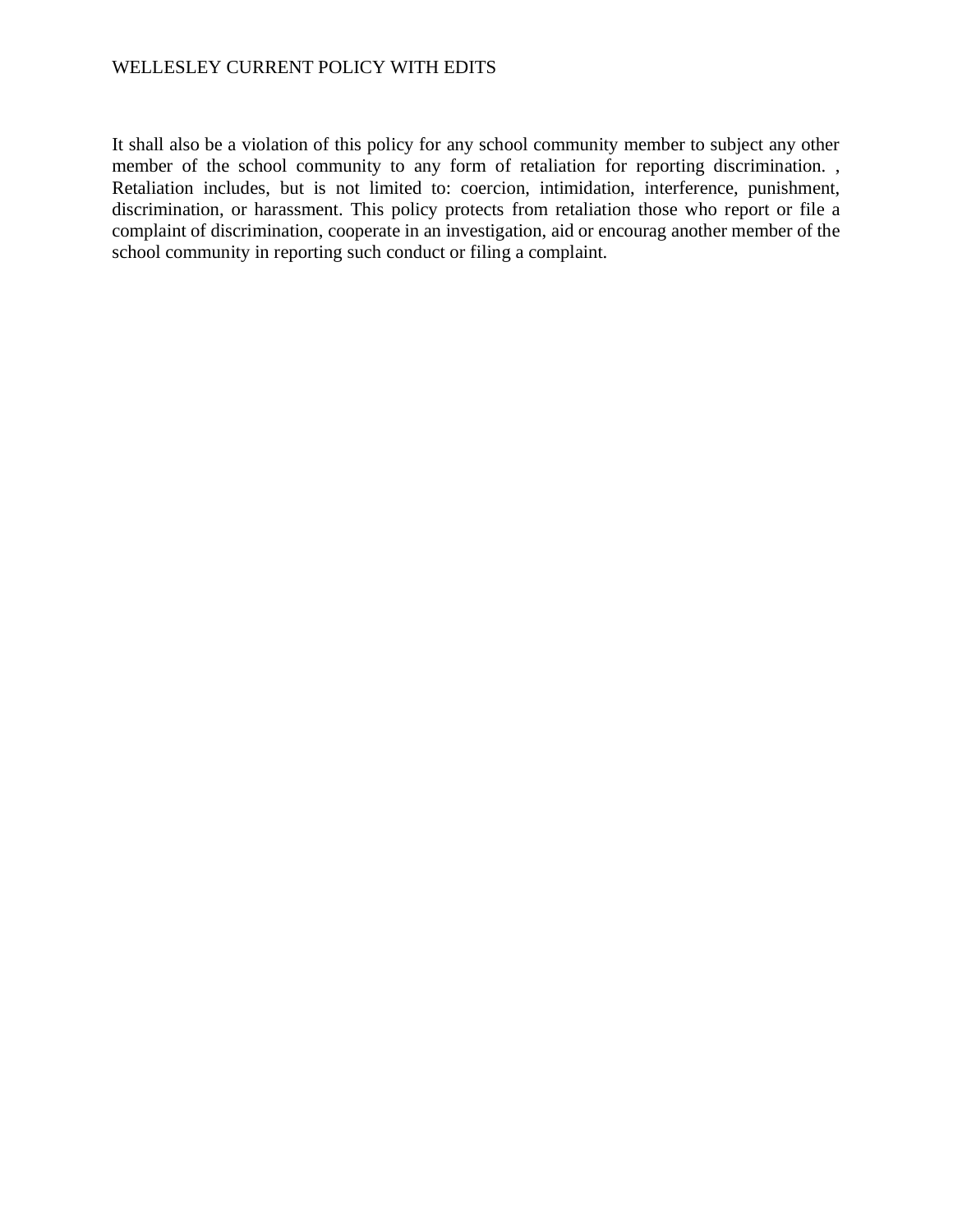It shall also be a violation of this policy for any school community member to subject any other member of the school community to any form of retaliation for reporting discrimination. , Retaliation includes, but is not limited to: coercion, intimidation, interference, punishment, discrimination, or harassment. This policy protects from retaliation those who report or file a complaint of discrimination, cooperate in an investigation, aid or encourag another member of the school community in reporting such conduct or filing a complaint.